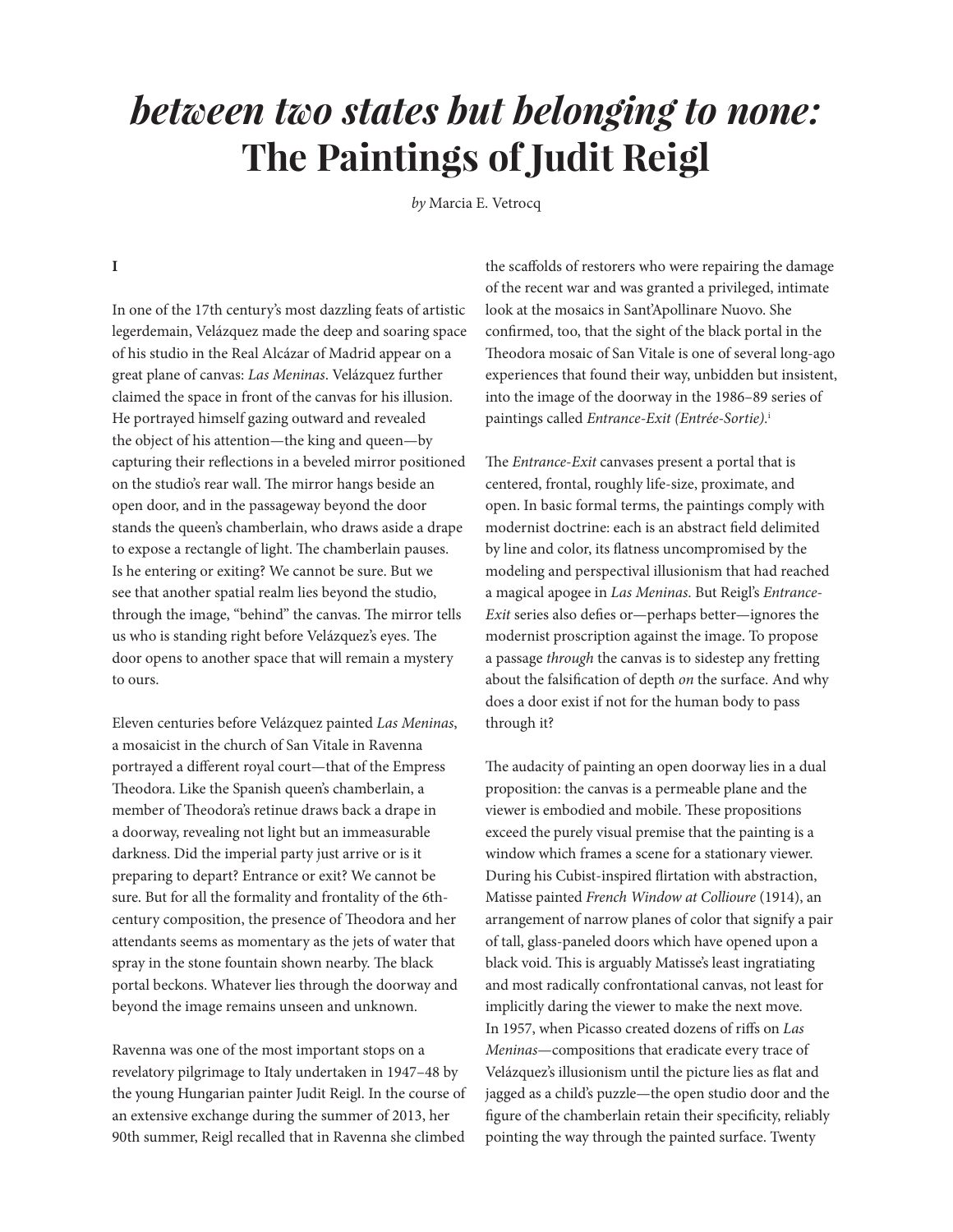# *between two states but belonging to none:* The Paintings of Judit Reigl

*by* Marcia E. Vetrocq

**I**

In one of the 17th century's most dazzling feats of artistic legerdemain, Velázquez made the deep and soaring space of his studio in the Real Alcázar of Madrid appear on a great plane of canvas: *Las Meninas*. Velázquez further claimed the space in front of the canvas for his illusion. He portrayed himself gazing outward and revealed the object of his attention—the king and queen—by capturing their reflections in a beveled mirror positioned on the studio's rear wall. The mirror hangs beside an open door, and in the passageway beyond the door stands the queen's chamberlain, who draws aside a drape to expose a rectangle of light. The chamberlain pauses. Is he entering or exiting? We cannot be sure. But we see that another spatial realm lies beyond the studio, through the image, "behind" the canvas. The mirror tells us who is standing right before Velázquez's eyes. The door opens to another space that will remain a mystery to ours.

Eleven centuries before Velázquez painted *Las Meninas*, a mosaicist in the church of San Vitale in Ravenna portrayed a different royal court—that of the Empress Theodora. Like the Spanish queen's chamberlain, a member of Theodora's retinue draws back a drape in a doorway, revealing not light but an immeasurable darkness. Did the imperial party just arrive or is it preparing to depart? Entrance or exit? We cannot be sure. But for all the formality and frontality of the 6th-century composition, the presence of Theodora and her attendants seems as momentary as the jets of water that spray in the stone fountain shown nearby. The black portal beckons. Whatever lies through the doorway and beyond the image remains unseen and unknown.

Ravenna was one of the most important stops on a revelatory pilgrimage to Italy undertaken in 1947–48 by the young Hungarian painter Judit Reigl. In the course of an extensive exchange during the summer of 2013, her 90th summer, Reigl recalled that in Ravenna she climbed the scaffolds of restorers who were repairing the damage of the recent war and was granted a privileged, intimate look at the mosaics in Sant'Apollinare Nuovo. She confirmed, too, that the sight of the black portal in the Theodora mosaic of San Vitale is one of several long-ago experiences that found their way, unbidden but insistent, into the image of the doorway in the 1986–89 series of paintings called *Entrance-Exit (Entrée-Sortie)*.[i]

The *Entrance-Exit* canvases present a portal that is centered, frontal, roughly life-size, proximate, and open. In basic formal terms, the paintings comply with modernist doctrine: each is an abstract field delimited by line and color, its flatness uncompromised by the modeling and perspectival illusionism that had reached a magical apogee in *Las Meninas*. But Reigl's *Entrance-Exit* series also defies or—perhaps better—ignores the modernist proscription against the image. To propose a passage *through* the canvas is to sidestep any fretting about the falsification of depth *on* the surface. And why does a door exist if not for the human body to pass through it?

The audacity of painting an open doorway lies in a dual proposition: the canvas is a permeable plane and the viewer is embodied and mobile. These propositions exceed the purely visual premise that the painting is a window which frames a scene for a stationary viewer. During his Cubist-inspired flirtation with abstraction, Matisse painted *French Window at Collioure* (1914), an arrangement of narrow planes of color that signify a pair of tall, glass-paneled doors which have opened upon a black void. This is arguably Matisse's least ingratiating and most radically confrontational canvas, not least for implicitly daring the viewer to make the next move. In 1957, when Picasso created dozens of riffs on *Las Meninas*—compositions that eradicate every trace of Velázquez's illusionism until the picture lies as flat and jagged as a child's puzzle—the open studio door and the figure of the chamberlain retain their specificity, reliably pointing the way through the painted surface. Twenty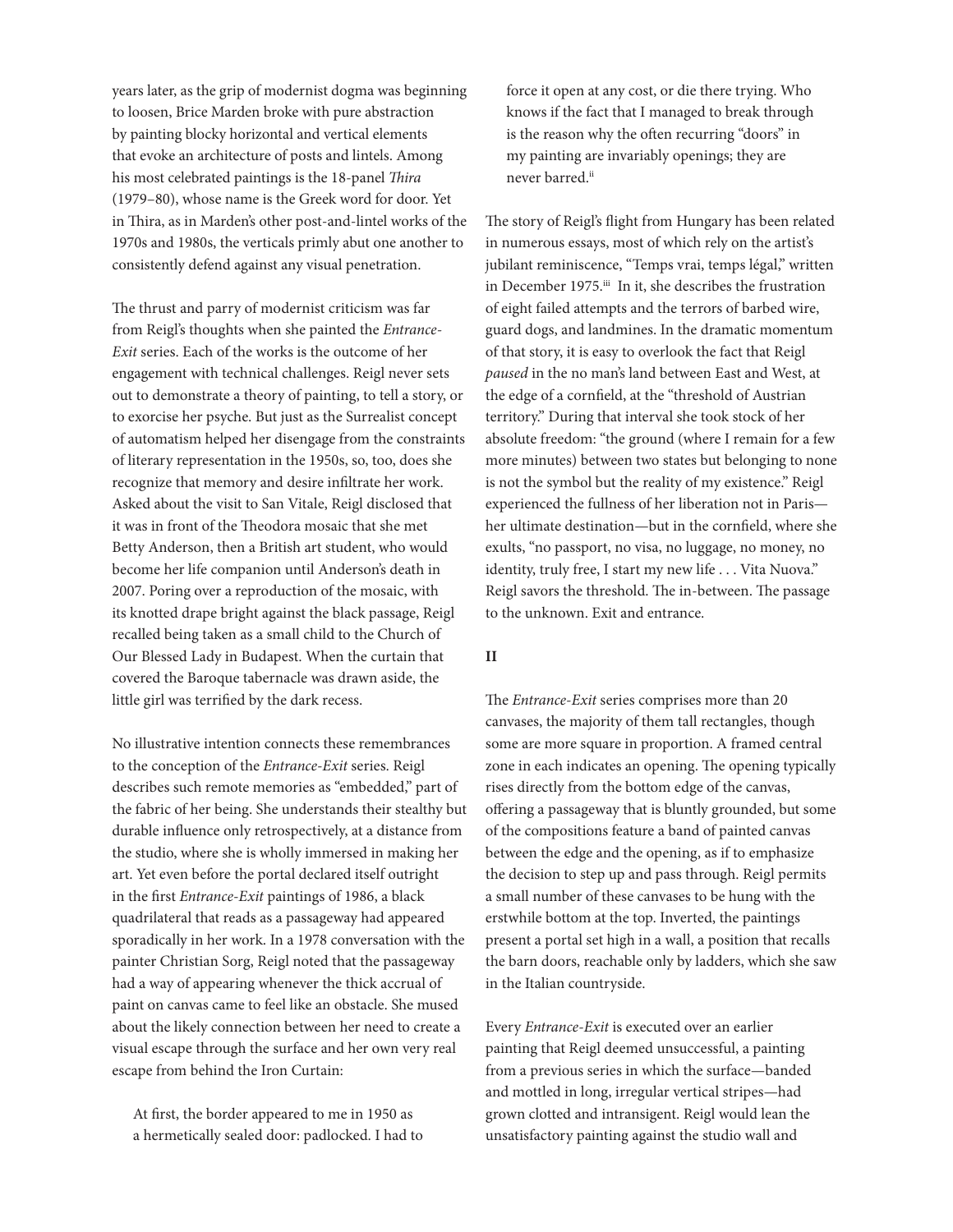years later, as the grip of modernist dogma was beginning to loosen, Brice Marden broke with pure abstraction by painting blocky horizontal and vertical elements that evoke an architecture of posts and lintels. Among his most celebrated paintings is the 18-panel *Thira* (1979–80), whose name is the Greek word for door. Yet in Thira, as in Marden's other post-and-lintel works of the 1970s and 1980s, the verticals primly abut one another to consistently defend against any visual penetration.

The thrust and parry of modernist criticism was far from Reigl's thoughts when she painted the *Entrance-Exit* series. Each of the works is the outcome of her engagement with technical challenges. Reigl never sets out to demonstrate a theory of painting, to tell a story, or to exorcise her psyche. But just as the Surrealist concept of automatism helped her disengage from the constraints of literary representation in the 1950s, so, too, does she recognize that memory and desire infiltrate her work. Asked about the visit to San Vitale, Reigl disclosed that it was in front of the Theodora mosaic that she met Betty Anderson, then a British art student, who would become her life companion until Anderson's death in 2007. Poring over a reproduction of the mosaic, with its knotted drape bright against the black passage, Reigl recalled being taken as a small child to the Church of Our Blessed Lady in Budapest. When the curtain that covered the Baroque tabernacle was drawn aside, the little girl was terrified by the dark recess.

No illustrative intention connects these remembrances to the conception of the *Entrance-Exit* series. Reigl describes such remote memories as "embedded," part of the fabric of her being. She understands their stealthy but durable influence only retrospectively, at a distance from the studio, where she is wholly immersed in making her art. Yet even before the portal declared itself outright in the first *Entrance-Exit* paintings of 1986, a black quadrilateral that reads as a passageway had appeared sporadically in her work. In a 1978 conversation with the painter Christian Sorg, Reigl noted that the passageway had a way of appearing whenever the thick accrual of paint on canvas came to feel like an obstacle. She mused about the likely connection between her need to create a visual escape through the surface and her own very real escape from behind the Iron Curtain:

> At first, the border appeared to me in 1950 as a hermetically sealed door: padlocked. I had to force it open at any cost, or die there trying. Who knows if the fact that I managed to break through is the reason why the often recurring "doors" in my painting are invariably openings; they are never barred.[ii]

The story of Reigl's flight from Hungary has been related in numerous essays, most of which rely on the artist's jubilant reminiscence, "Temps vrai, temps légal," written in December 1975.[iii] In it, she describes the frustration of eight failed attempts and the terrors of barbed wire, guard dogs, and landmines. In the dramatic momentum of that story, it is easy to overlook the fact that Reigl *paused* in the no man's land between East and West, at the edge of a cornfield, at the "threshold of Austrian territory." During that interval she took stock of her absolute freedom: "the ground (where I remain for a few more minutes) between two states but belonging to none is not the symbol but the reality of my existence." Reigl experienced the fullness of her liberation not in Paris—her ultimate destination—but in the cornfield, where she exults, "no passport, no visa, no luggage, no money, no identity, truly free, I start my new life . . . Vita Nuova." Reigl savors the threshold. The in-between. The passage to the unknown. Exit and entrance.

## II

The *Entrance-Exit* series comprises more than 20 canvases, the majority of them tall rectangles, though some are more square in proportion. A framed central zone in each indicates an opening. The opening typically rises directly from the bottom edge of the canvas, offering a passageway that is bluntly grounded, but some of the compositions feature a band of painted canvas between the edge and the opening, as if to emphasize the decision to step up and pass through. Reigl permits a small number of these canvases to be hung with the erstwhile bottom at the top. Inverted, the paintings present a portal set high in a wall, a position that recalls the barn doors, reachable only by ladders, which she saw in the Italian countryside.

Every *Entrance-Exit* is executed over an earlier painting that Reigl deemed unsuccessful, a painting from a previous series in which the surface—banded and mottled in long, irregular vertical stripes—had grown clotted and intransigent. Reigl would lean the unsatisfactory painting against the studio wall and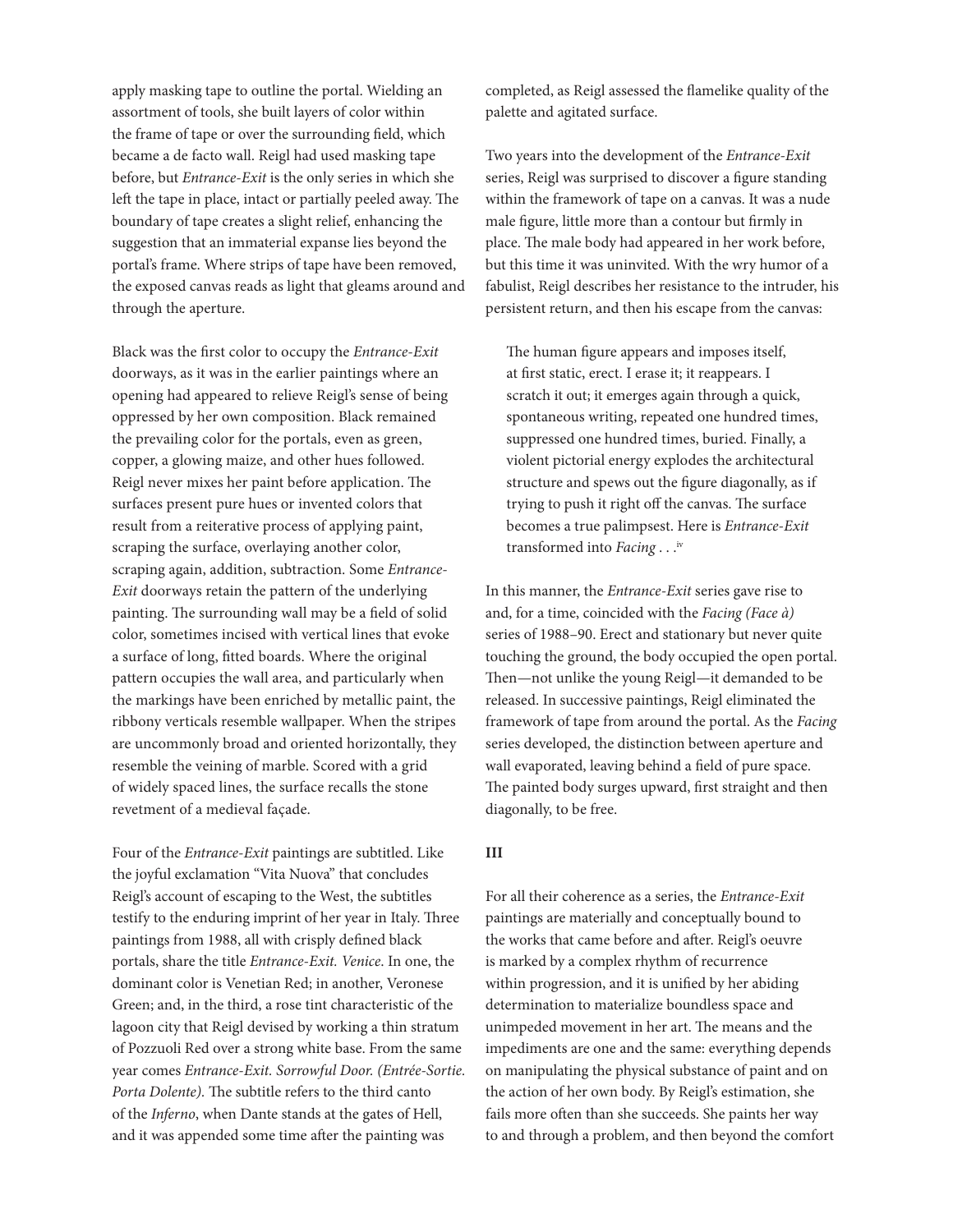apply masking tape to outline the portal. Wielding an assortment of tools, she built layers of color within the frame of tape or over the surrounding field, which became a de facto wall. Reigl had used masking tape before, but *Entrance-Exit* is the only series in which she left the tape in place, intact or partially peeled away. The boundary of tape creates a slight relief, enhancing the suggestion that an immaterial expanse lies beyond the portal's frame. Where strips of tape have been removed, the exposed canvas reads as light that gleams around and through the aperture.

Black was the first color to occupy the *Entrance-Exit* doorways, as it was in the earlier paintings where an opening had appeared to relieve Reigl's sense of being oppressed by her own composition. Black remained the prevailing color for the portals, even as green, copper, a glowing maize, and other hues followed. Reigl never mixes her paint before application. The surfaces present pure hues or invented colors that result from a reiterative process of applying paint, scraping the surface, overlaying another color, scraping again, addition, subtraction. Some *Entrance-Exit* doorways retain the pattern of the underlying painting. The surrounding wall may be a field of solid color, sometimes incised with vertical lines that evoke a surface of long, fitted boards. Where the original pattern occupies the wall area, and particularly when the markings have been enriched by metallic paint, the ribbony verticals resemble wallpaper. When the stripes are uncommonly broad and oriented horizontally, they resemble the veining of marble. Scored with a grid of widely spaced lines, the surface recalls the stone revetment of a medieval façade.

Four of the *Entrance-Exit* paintings are subtitled. Like the joyful exclamation "Vita Nuova" that concludes Reigl's account of escaping to the West, the subtitles testify to the enduring imprint of her year in Italy. Three paintings from 1988, all with crisply defined black portals, share the title *Entrance-Exit. Venice*. In one, the dominant color is Venetian Red; in another, Veronese Green; and, in the third, a rose tint characteristic of the lagoon city that Reigl devised by working a thin stratum of Pozzuoli Red over a strong white base. From the same year comes *Entrance-Exit. Sorrowful Door. (Entrée-Sortie. Porta Dolente).* The subtitle refers to the third canto of the *Inferno*, when Dante stands at the gates of Hell, and it was appended some time after the painting was completed, as Reigl assessed the flamelike quality of the palette and agitated surface.

Two years into the development of the *Entrance-Exit* series, Reigl was surprised to discover a figure standing within the framework of tape on a canvas. It was a nude male figure, little more than a contour but firmly in place. The male body had appeared in her work before, but this time it was uninvited. With the wry humor of a fabulist, Reigl describes her resistance to the intruder, his persistent return, and then his escape from the canvas:

> The human figure appears and imposes itself, at first static, erect. I erase it; it reappears. I scratch it out; it emerges again through a quick, spontaneous writing, repeated one hundred times, suppressed one hundred times, buried. Finally, a violent pictorial energy explodes the architectural structure and spews out the figure diagonally, as if trying to push it right off the canvas. The surface becomes a true palimpsest. Here is *Entrance-Exit* transformed into *Facing* . . .[iv]

In this manner, the *Entrance-Exit* series gave rise to and, for a time, coincided with the *Facing (Face à)* series of 1988–90. Erect and stationary but never quite touching the ground, the body occupied the open portal. Then—not unlike the young Reigl—it demanded to be released. In successive paintings, Reigl eliminated the framework of tape from around the portal. As the *Facing* series developed, the distinction between aperture and wall evaporated, leaving behind a field of pure space. The painted body surges upward, first straight and then diagonally, to be free.

**III**

For all their coherence as a series, the *Entrance-Exit* paintings are materially and conceptually bound to the works that came before and after. Reigl's oeuvre is marked by a complex rhythm of recurrence within progression, and it is unified by her abiding determination to materialize boundless space and unimpeded movement in her art. The means and the impediments are one and the same: everything depends on manipulating the physical substance of paint and on the action of her own body. By Reigl's estimation, she fails more often than she succeeds. She paints her way to and through a problem, and then beyond the comfort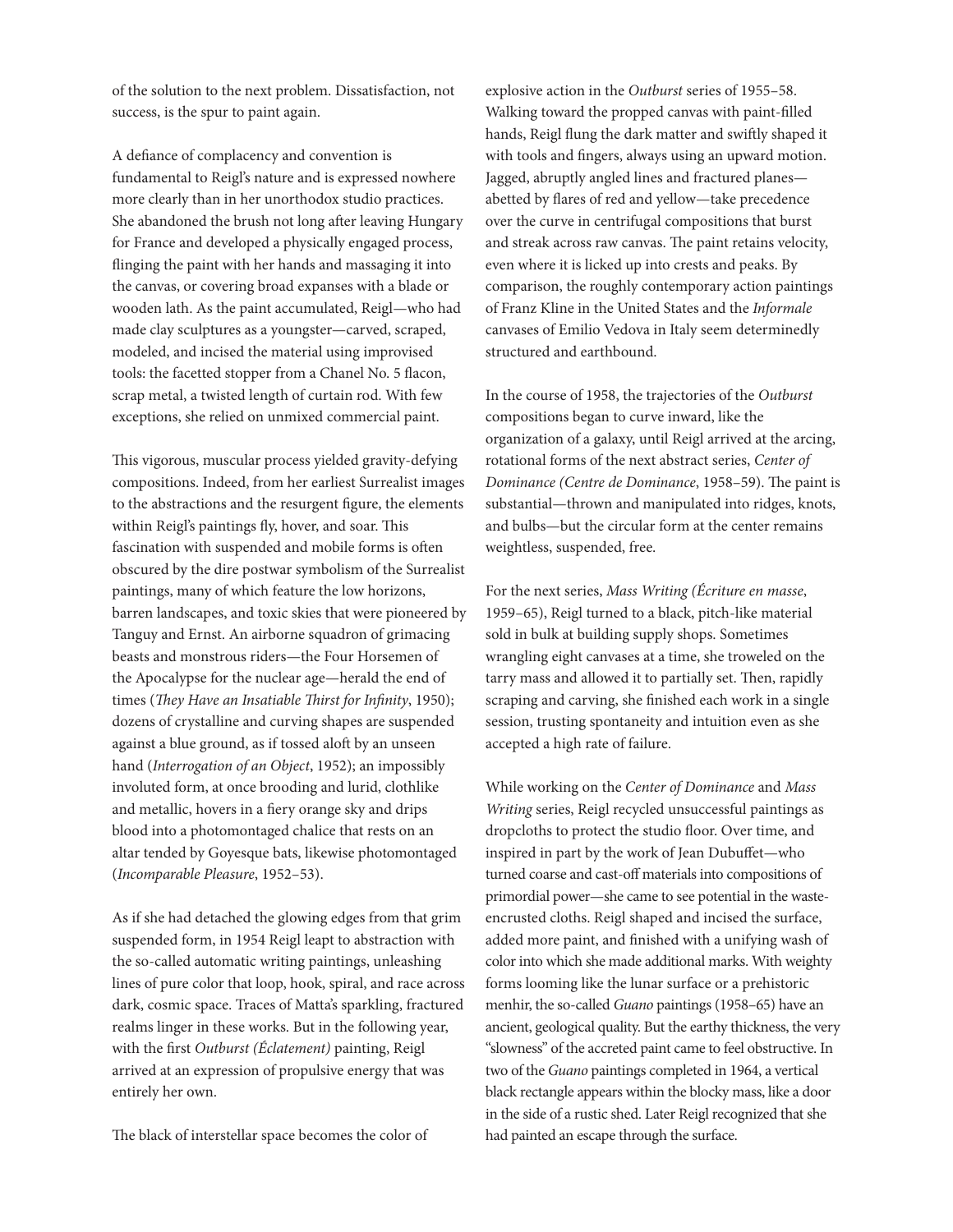of the solution to the next problem. Dissatisfaction, not success, is the spur to paint again.

A defiance of complacency and convention is fundamental to Reigl's nature and is expressed nowhere more clearly than in her unorthodox studio practices. She abandoned the brush not long after leaving Hungary for France and developed a physically engaged process, flinging the paint with her hands and massaging it into the canvas, or covering broad expanses with a blade or wooden lath. As the paint accumulated, Reigl—who had made clay sculptures as a youngster—carved, scraped, modeled, and incised the material using improvised tools: the facetted stopper from a Chanel No. 5 flacon, scrap metal, a twisted length of curtain rod. With few exceptions, she relied on unmixed commercial paint.

This vigorous, muscular process yielded gravity-defying compositions. Indeed, from her earliest Surrealist images to the abstractions and the resurgent figure, the elements within Reigl's paintings fly, hover, and soar. This fascination with suspended and mobile forms is often obscured by the dire postwar symbolism of the Surrealist paintings, many of which feature the low horizons, barren landscapes, and toxic skies that were pioneered by Tanguy and Ernst. An airborne squadron of grimacing beasts and monstrous riders—the Four Horsemen of the Apocalypse for the nuclear age—herald the end of times (*They Have an Insatiable Thirst for Infinity*, 1950); dozens of crystalline and curving shapes are suspended against a blue ground, as if tossed aloft by an unseen hand (*Interrogation of an Object*, 1952); an impossibly involuted form, at once brooding and lurid, clothlike and metallic, hovers in a fiery orange sky and drips blood into a photomontaged chalice that rests on an altar tended by Goyesque bats, likewise photomontaged (*Incomparable Pleasure*, 1952–53).

As if she had detached the glowing edges from that grim suspended form, in 1954 Reigl leapt to abstraction with the so-called automatic writing paintings, unleashing lines of pure color that loop, hook, spiral, and race across dark, cosmic space. Traces of Matta's sparkling, fractured realms linger in these works. But in the following year, with the first *Outburst (Éclatement)* painting, Reigl arrived at an expression of propulsive energy that was entirely her own.

The black of interstellar space becomes the color of explosive action in the *Outburst* series of 1955–58. Walking toward the propped canvas with paint-filled hands, Reigl flung the dark matter and swiftly shaped it with tools and fingers, always using an upward motion. Jagged, abruptly angled lines and fractured planes—abetted by flares of red and yellow—take precedence over the curve in centrifugal compositions that burst and streak across raw canvas. The paint retains velocity, even where it is licked up into crests and peaks. By comparison, the roughly contemporary action paintings of Franz Kline in the United States and the *Informale* canvases of Emilio Vedova in Italy seem determinedly structured and earthbound.

In the course of 1958, the trajectories of the *Outburst* compositions began to curve inward, like the organization of a galaxy, until Reigl arrived at the arcing, rotational forms of the next abstract series, *Center of Dominance (Centre de Dominance*, 1958–59). The paint is substantial—thrown and manipulated into ridges, knots, and bulbs—but the circular form at the center remains weightless, suspended, free.

For the next series, *Mass Writing (Écriture en masse*, 1959–65), Reigl turned to a black, pitch-like material sold in bulk at building supply shops. Sometimes wrangling eight canvases at a time, she troweled on the tarry mass and allowed it to partially set. Then, rapidly scraping and carving, she finished each work in a single session, trusting spontaneity and intuition even as she accepted a high rate of failure.

While working on the *Center of Dominance* and *Mass Writing* series, Reigl recycled unsuccessful paintings as dropcloths to protect the studio floor. Over time, and inspired in part by the work of Jean Dubuffet—who turned coarse and cast-off materials into compositions of primordial power—she came to see potential in the waste-encrusted cloths. Reigl shaped and incised the surface, added more paint, and finished with a unifying wash of color into which she made additional marks. With weighty forms looming like the lunar surface or a prehistoric menhir, the so-called *Guano* paintings (1958–65) have an ancient, geological quality. But the earthy thickness, the very "slowness" of the accreted paint came to feel obstructive. In two of the *Guano* paintings completed in 1964, a vertical black rectangle appears within the blocky mass, like a door in the side of a rustic shed. Later Reigl recognized that she had painted an escape through the surface.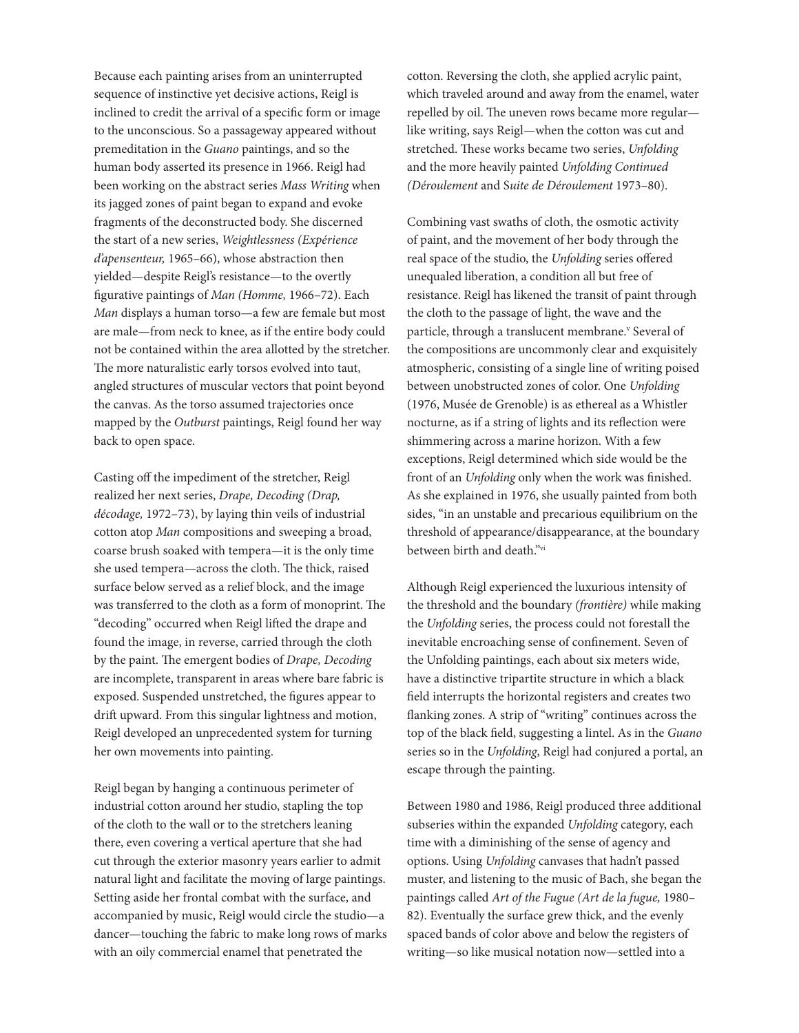Because each painting arises from an uninterrupted sequence of instinctive yet decisive actions, Reigl is inclined to credit the arrival of a specific form or image to the unconscious. So a passageway appeared without premeditation in the *Guano* paintings, and so the human body asserted its presence in 1966. Reigl had been working on the abstract series *Mass Writing* when its jagged zones of paint began to expand and evoke fragments of the deconstructed body. She discerned the start of a new series, *Weightlessness (Expérience d'apensenteur,* 1965–66), whose abstraction then yielded—despite Reigl's resistance—to the overtly figurative paintings of *Man (Homme,* 1966–72). Each *Man* displays a human torso—a few are female but most are male—from neck to knee, as if the entire body could not be contained within the area allotted by the stretcher. The more naturalistic early torsos evolved into taut, angled structures of muscular vectors that point beyond the canvas. As the torso assumed trajectories once mapped by the *Outburst* paintings, Reigl found her way back to open space.

Casting off the impediment of the stretcher, Reigl realized her next series, *Drape, Decoding (Drap, décodage,* 1972–73), by laying thin veils of industrial cotton atop *Man* compositions and sweeping a broad, coarse brush soaked with tempera—it is the only time she used tempera—across the cloth. The thick, raised surface below served as a relief block, and the image was transferred to the cloth as a form of monoprint. The "decoding" occurred when Reigl lifted the drape and found the image, in reverse, carried through the cloth by the paint. The emergent bodies of *Drape, Decoding* are incomplete, transparent in areas where bare fabric is exposed. Suspended unstretched, the figures appear to drift upward. From this singular lightness and motion, Reigl developed an unprecedented system for turning her own movements into painting.

Reigl began by hanging a continuous perimeter of industrial cotton around her studio, stapling the top of the cloth to the wall or to the stretchers leaning there, even covering a vertical aperture that she had cut through the exterior masonry years earlier to admit natural light and facilitate the moving of large paintings. Setting aside her frontal combat with the surface, and accompanied by music, Reigl would circle the studio—a dancer—touching the fabric to make long rows of marks with an oily commercial enamel that penetrated the cotton. Reversing the cloth, she applied acrylic paint, which traveled around and away from the enamel, water repelled by oil. The uneven rows became more regular—like writing, says Reigl—when the cotton was cut and stretched. These works became two series, *Unfolding* and the more heavily painted *Unfolding Continued (Déroulement* and S*uite de Déroulement* 1973–80).

Combining vast swaths of cloth, the osmotic activity of paint, and the movement of her body through the real space of the studio, the *Unfolding* series offered unequaled liberation, a condition all but free of resistance. Reigl has likened the transit of paint through the cloth to the passage of light, the wave and the particle, through a translucent membrane.[v] Several of the compositions are uncommonly clear and exquisitely atmospheric, consisting of a single line of writing poised between unobstructed zones of color. One *Unfolding* (1976, Musée de Grenoble) is as ethereal as a Whistler nocturne, as if a string of lights and its reflection were shimmering across a marine horizon. With a few exceptions, Reigl determined which side would be the front of an *Unfolding* only when the work was finished. As she explained in 1976, she usually painted from both sides, "in an unstable and precarious equilibrium on the threshold of appearance/disappearance, at the boundary between birth and death."[vi]

Although Reigl experienced the luxurious intensity of the threshold and the boundary *(frontière)* while making the *Unfolding* series, the process could not forestall the inevitable encroaching sense of confinement. Seven of the Unfolding paintings, each about six meters wide, have a distinctive tripartite structure in which a black field interrupts the horizontal registers and creates two flanking zones. A strip of "writing" continues across the top of the black field, suggesting a lintel. As in the *Guano* series so in the *Unfolding*, Reigl had conjured a portal, an escape through the painting.

Between 1980 and 1986, Reigl produced three additional subseries within the expanded *Unfolding* category, each time with a diminishing of the sense of agency and options. Using *Unfolding* canvases that hadn't passed muster, and listening to the music of Bach, she began the paintings called *Art of the Fugue (Art de la fugue,* 1980–82). Eventually the surface grew thick, and the evenly spaced bands of color above and below the registers of writing—so like musical notation now—settled into a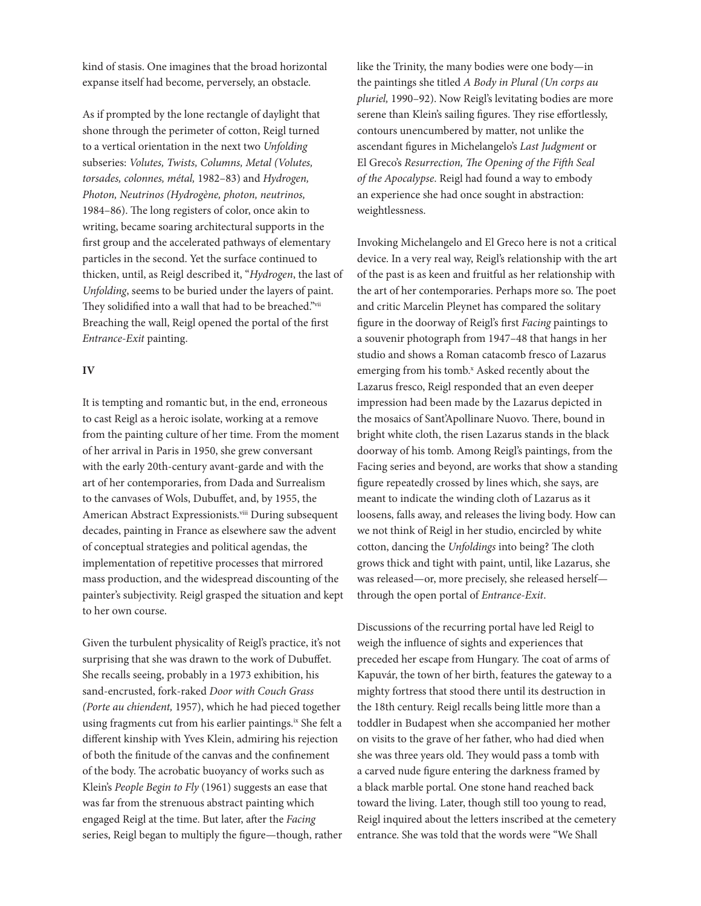kind of stasis. One imagines that the broad horizontal expanse itself had become, perversely, an obstacle.

As if prompted by the lone rectangle of daylight that shone through the perimeter of cotton, Reigl turned to a vertical orientation in the next two *Unfolding* subseries: *Volutes, Twists, Columns, Metal (Volutes, torsades, colonnes, métal,* 1982–83) and *Hydrogen, Photon, Neutrinos (Hydrogène, photon, neutrinos,* 1984–86). The long registers of color, once akin to writing, became soaring architectural supports in the first group and the accelerated pathways of elementary particles in the second. Yet the surface continued to thicken, until, as Reigl described it, "*Hydrogen*, the last of *Unfolding*, seems to be buried under the layers of paint. They solidified into a wall that had to be breached."[vii] Breaching the wall, Reigl opened the portal of the first *Entrance-Exit* painting.

**IV**

It is tempting and romantic but, in the end, erroneous to cast Reigl as a heroic isolate, working at a remove from the painting culture of her time. From the moment of her arrival in Paris in 1950, she grew conversant with the early 20th-century avant-garde and with the art of her contemporaries, from Dada and Surrealism to the canvases of Wols, Dubuffet, and, by 1955, the American Abstract Expressionists.[viii] During subsequent decades, painting in France as elsewhere saw the advent of conceptual strategies and political agendas, the implementation of repetitive processes that mirrored mass production, and the widespread discounting of the painter's subjectivity. Reigl grasped the situation and kept to her own course.

Given the turbulent physicality of Reigl's practice, it's not surprising that she was drawn to the work of Dubuffet. She recalls seeing, probably in a 1973 exhibition, his sand-encrusted, fork-raked *Door with Couch Grass (Porte au chiendent,* 1957), which he had pieced together using fragments cut from his earlier paintings.[ix] She felt a different kinship with Yves Klein, admiring his rejection of both the finitude of the canvas and the confinement of the body. The acrobatic buoyancy of works such as Klein's *People Begin to Fly* (1961) suggests an ease that was far from the strenuous abstract painting which engaged Reigl at the time. But later, after the *Facing* series, Reigl began to multiply the figure—though, rather like the Trinity, the many bodies were one body—in the paintings she titled *A Body in Plural (Un corps au pluriel,* 1990–92). Now Reigl's levitating bodies are more serene than Klein's sailing figures. They rise effortlessly, contours unencumbered by matter, not unlike the ascendant figures in Michelangelo's *Last Judgment* or El Greco's *Resurrection, The Opening of the Fifth Seal of the Apocalypse*. Reigl had found a way to embody an experience she had once sought in abstraction: weightlessness.

Invoking Michelangelo and El Greco here is not a critical device. In a very real way, Reigl's relationship with the art of the past is as keen and fruitful as her relationship with the art of her contemporaries. Perhaps more so. The poet and critic Marcelin Pleynet has compared the solitary figure in the doorway of Reigl's first *Facing* paintings to a souvenir photograph from 1947–48 that hangs in her studio and shows a Roman catacomb fresco of Lazarus emerging from his tomb.[x] Asked recently about the Lazarus fresco, Reigl responded that an even deeper impression had been made by the Lazarus depicted in the mosaics of Sant'Apollinare Nuovo. There, bound in bright white cloth, the risen Lazarus stands in the black doorway of his tomb. Among Reigl's paintings, from the Facing series and beyond, are works that show a standing figure repeatedly crossed by lines which, she says, are meant to indicate the winding cloth of Lazarus as it loosens, falls away, and releases the living body. How can we not think of Reigl in her studio, encircled by white cotton, dancing the *Unfoldings* into being? The cloth grows thick and tight with paint, until, like Lazarus, she was released—or, more precisely, she released herself—through the open portal of *Entrance-Exit*.

Discussions of the recurring portal have led Reigl to weigh the influence of sights and experiences that preceded her escape from Hungary. The coat of arms of Kapuvár, the town of her birth, features the gateway to a mighty fortress that stood there until its destruction in the 18th century. Reigl recalls being little more than a toddler in Budapest when she accompanied her mother on visits to the grave of her father, who had died when she was three years old. They would pass a tomb with a carved nude figure entering the darkness framed by a black marble portal. One stone hand reached back toward the living. Later, though still too young to read, Reigl inquired about the letters inscribed at the cemetery entrance. She was told that the words were "We Shall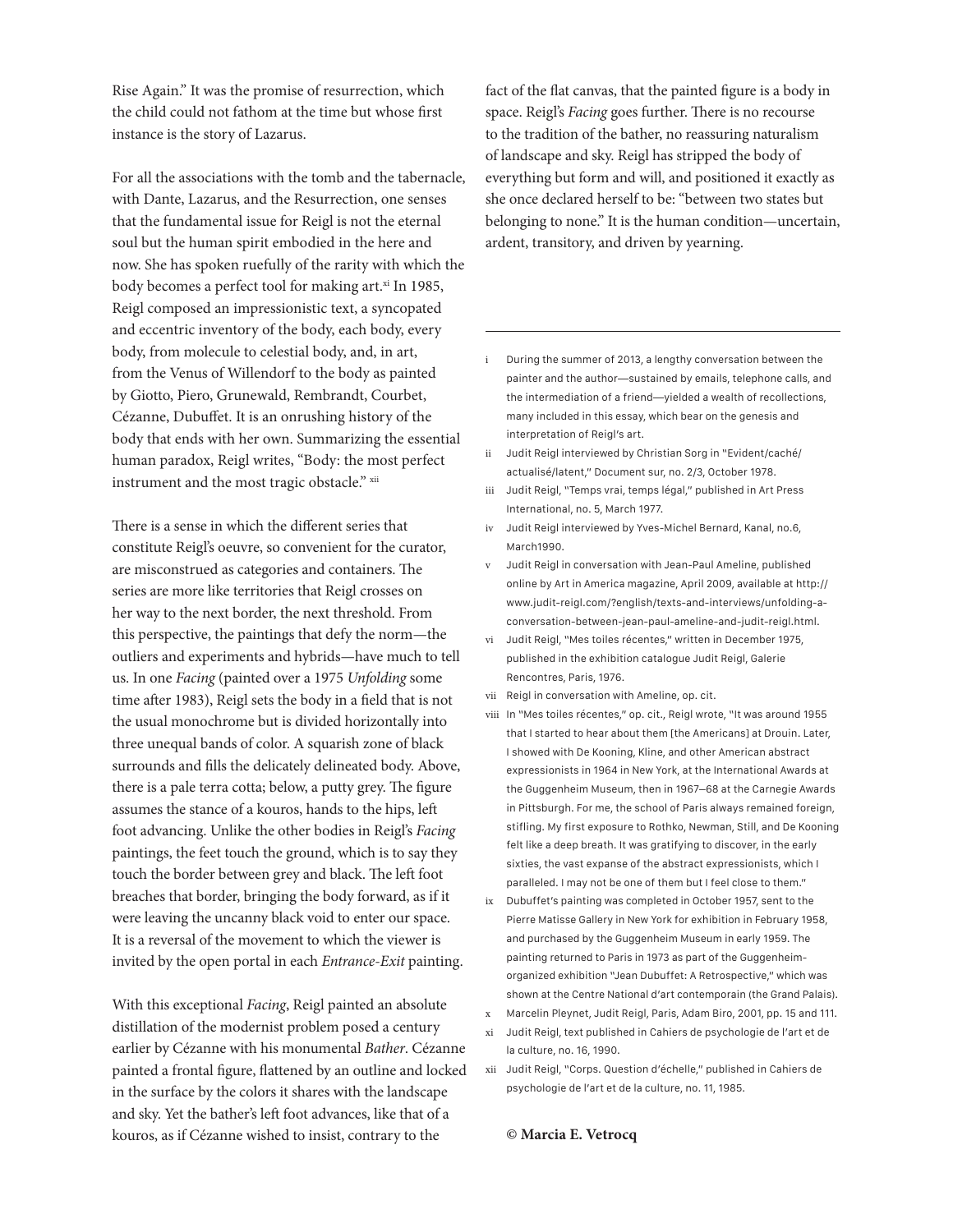Rise Again." It was the promise of resurrection, which the child could not fathom at the time but whose first instance is the story of Lazarus.

For all the associations with the tomb and the tabernacle, with Dante, Lazarus, and the Resurrection, one senses that the fundamental issue for Reigl is not the eternal soul but the human spirit embodied in the here and now. She has spoken ruefully of the rarity with which the body becomes a perfect tool for making art.[xi] In 1985, Reigl composed an impressionistic text, a syncopated and eccentric inventory of the body, each body, every body, from molecule to celestial body, and, in art, from the Venus of Willendorf to the body as painted by Giotto, Piero, Grunewald, Rembrandt, Courbet, Cézanne, Dubuffet. It is an onrushing history of the body that ends with her own. Summarizing the essential human paradox, Reigl writes, "Body: the most perfect instrument and the most tragic obstacle." [xii]

There is a sense in which the different series that constitute Reigl's oeuvre, so convenient for the curator, are misconstrued as categories and containers. The series are more like territories that Reigl crosses on her way to the next border, the next threshold. From this perspective, the paintings that defy the norm—the outliers and experiments and hybrids—have much to tell us. In one *Facing* (painted over a 1975 *Unfolding* some time after 1983), Reigl sets the body in a field that is not the usual monochrome but is divided horizontally into three unequal bands of color. A squarish zone of black surrounds and fills the delicately delineated body. Above, there is a pale terra cotta; below, a putty grey. The figure assumes the stance of a kouros, hands to the hips, left foot advancing. Unlike the other bodies in Reigl's *Facing* paintings, the feet touch the ground, which is to say they touch the border between grey and black. The left foot breaches that border, bringing the body forward, as if it were leaving the uncanny black void to enter our space. It is a reversal of the movement to which the viewer is invited by the open portal in each *Entrance-Exit* painting.

With this exceptional *Facing*, Reigl painted an absolute distillation of the modernist problem posed a century earlier by Cézanne with his monumental *Bather*. Cézanne painted a frontal figure, flattened by an outline and locked in the surface by the colors it shares with the landscape and sky. Yet the bather's left foot advances, like that of a kouros, as if Cézanne wished to insist, contrary to the fact of the flat canvas, that the painted figure is a body in space. Reigl's *Facing* goes further. There is no recourse to the tradition of the bather, no reassuring naturalism of landscape and sky. Reigl has stripped the body of everything but form and will, and positioned it exactly as she once declared herself to be: "between two states but belonging to none." It is the human condition—uncertain, ardent, transitory, and driven by yearning.

---

i. During the summer of 2013, a lengthy conversation between the painter and the author—sustained by emails, telephone calls, and the intermediation of a friend—yielded a wealth of recollections, many included in this essay, which bear on the genesis and interpretation of Reigl's art.

ii. Judit Reigl interviewed by Christian Sorg in "Evident/caché/actualisé/latent," Document sur, no. 2/3, October 1978.

iii. Judit Reigl, "Temps vrai, temps légal," published in Art Press International, no. 5, March 1977.

iv. Judit Reigl interviewed by Yves-Michel Bernard, Kanal, no.6, March1990.

v. Judit Reigl in conversation with Jean-Paul Ameline, published online by Art in America magazine, April 2009, available at http://www.judit-reigl.com/?english/texts-and-interviews/unfolding-a-conversation-between-jean-paul-ameline-and-judit-reigl.html.

vi. Judit Reigl, "Mes toiles récentes," written in December 1975, published in the exhibition catalogue Judit Reigl, Galerie Rencontres, Paris, 1976.

vii. Reigl in conversation with Ameline, op. cit.

viii. In "Mes toiles récentes," op. cit., Reigl wrote, "It was around 1955 that I started to hear about them [the Americans] at Drouin. Later, I showed with De Kooning, Kline, and other American abstract expressionists in 1964 in New York, at the International Awards at the Guggenheim Museum, then in 1967—68 at the Carnegie Awards in Pittsburgh. For me, the school of Paris always remained foreign, stifling. My first exposure to Rothko, Newman, Still, and De Kooning felt like a deep breath. It was gratifying to discover, in the early sixties, the vast expanse of the abstract expressionists, which I paralleled. I may not be one of them but I feel close to them."

ix. Dubuffet's painting was completed in October 1957, sent to the Pierre Matisse Gallery in New York for exhibition in February 1958, and purchased by the Guggenheim Museum in early 1959. The painting returned to Paris in 1973 as part of the Guggenheim-organized exhibition "Jean Dubuffet: A Retrospective," which was shown at the Centre National d'art contemporain (the Grand Palais).

x. Marcelin Pleynet, Judit Reigl, Paris, Adam Biro, 2001, pp. 15 and 111.

xi. Judit Reigl, text published in Cahiers de psychologie de l'art et de la culture, no. 16, 1990.

xii. Judit Reigl, "Corps. Question d'échelle," published in Cahiers de psychologie de l'art et de la culture, no. 11, 1985.

**© Marcia E. Vetrocq**